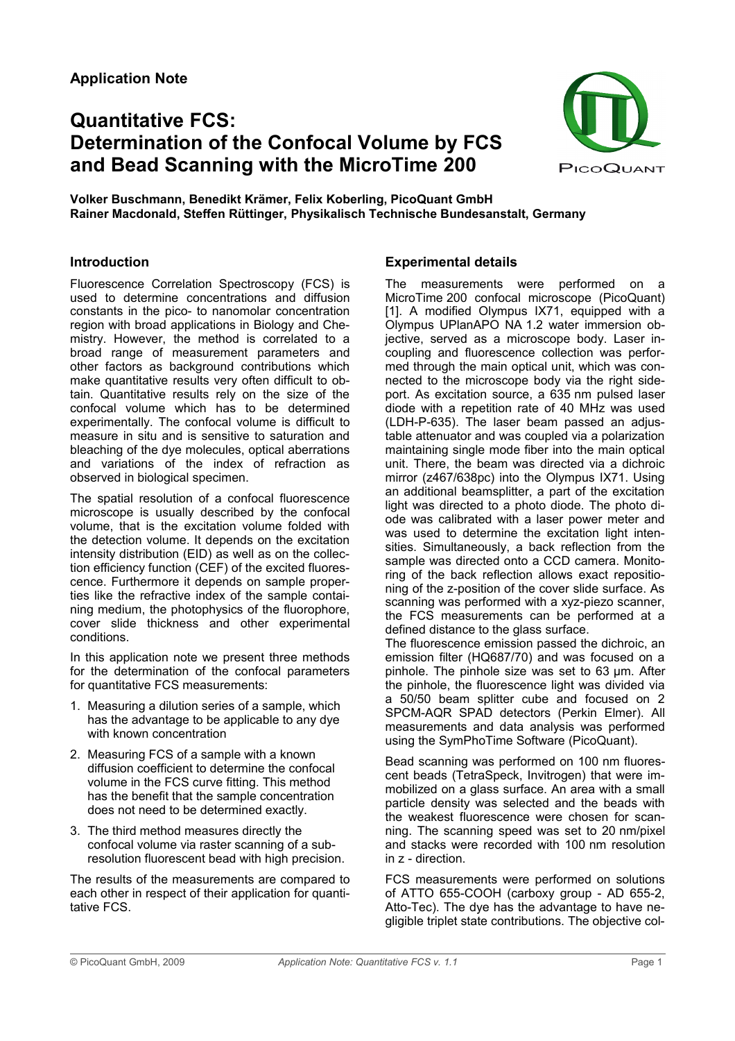**Application Note**

# Quantitative FCS: Determination of the Confocal Volume by FCS and Bead Scanning with the MicroTime 200

**Volker Buschmann, Benedikt Krämer, Felix Koberling, PicoQuant GmbH**
**Rainer Macdonald, Steffen Rüttinger, Physikalisch Technische Bundesanstalt, Germany**

## Introduction

Fluorescence Correlation Spectroscopy (FCS) is used to determine concentrations and diffusion constants in the pico- to nanomolar concentration region with broad applications in Biology and Chemistry. However, the method is correlated to a broad range of measurement parameters and other factors as background contributions which make quantitative results very often difficult to obtain. Quantitative results rely on the size of the confocal volume which has to be determined experimentally. The confocal volume is difficult to measure in situ and is sensitive to saturation and bleaching of the dye molecules, optical aberrations and variations of the index of refraction as observed in biological specimen.

The spatial resolution of a confocal fluorescence microscope is usually described by the confocal volume, that is the excitation volume folded with the detection volume. It depends on the excitation intensity distribution (EID) as well as on the collection efficiency function (CEF) of the excited fluorescence. Furthermore it depends on sample properties like the refractive index of the sample containing medium, the photophysics of the fluorophore, cover slide thickness and other experimental conditions.

In this application note we present three methods for the determination of the confocal parameters for quantitative FCS measurements:

1. Measuring a dilution series of a sample, which has the advantage to be applicable to any dye with known concentration
2. Measuring FCS of a sample with a known diffusion coefficient to determine the confocal volume in the FCS curve fitting. This method has the benefit that the sample concentration does not need to be determined exactly.
3. The third method measures directly the confocal volume via raster scanning of a sub-resolution fluorescent bead with high precision.

The results of the measurements are compared to each other in respect of their application for quantitative FCS.

## Experimental details

The measurements were performed on a MicroTime 200 confocal microscope (PicoQuant) [1]. A modified Olympus IX71, equipped with a Olympus UPlanAPO NA 1.2 water immersion objective, served as a microscope body. Laser incoupling and fluorescence collection was performed through the main optical unit, which was connected to the microscope body via the right sideport. As excitation source, a 635 nm pulsed laser diode with a repetition rate of 40 MHz was used (LDH-P-635). The laser beam passed an adjustable attenuator and was coupled via a polarization maintaining single mode fiber into the main optical unit. There, the beam was directed via a dichroic mirror (z467/638pc) into the Olympus IX71. Using an additional beamsplitter, a part of the excitation light was directed to a photo diode. The photo diode was calibrated with a laser power meter and was used to determine the excitation light intensities. Simultaneously, a back reflection from the sample was directed onto a CCD camera. Monitoring of the back reflection allows exact repositioning of the z-position of the cover slide surface. As scanning was performed with a xyz-piezo scanner, the FCS measurements can be performed at a defined distance to the glass surface.

The fluorescence emission passed the dichroic, an emission filter (HQ687/70) and was focused on a pinhole. The pinhole size was set to 63 µm. After the pinhole, the fluorescence light was divided via a 50/50 beam splitter cube and focused on 2 SPCM-AQR SPAD detectors (Perkin Elmer). All measurements and data analysis was performed using the SymPhoTime Software (PicoQuant).

Bead scanning was performed on 100 nm fluorescent beads (TetraSpeck, Invitrogen) that were immobilized on a glass surface. An area with a small particle density was selected and the beads with the weakest fluorescence were chosen for scanning. The scanning speed was set to 20 nm/pixel and stacks were recorded with 100 nm resolution in z - direction.

FCS measurements were performed on solutions of ATTO 655-COOH (carboxy group - AD 655-2, Atto-Tec). The dye has the advantage to have negligible triplet state contributions. The objective col-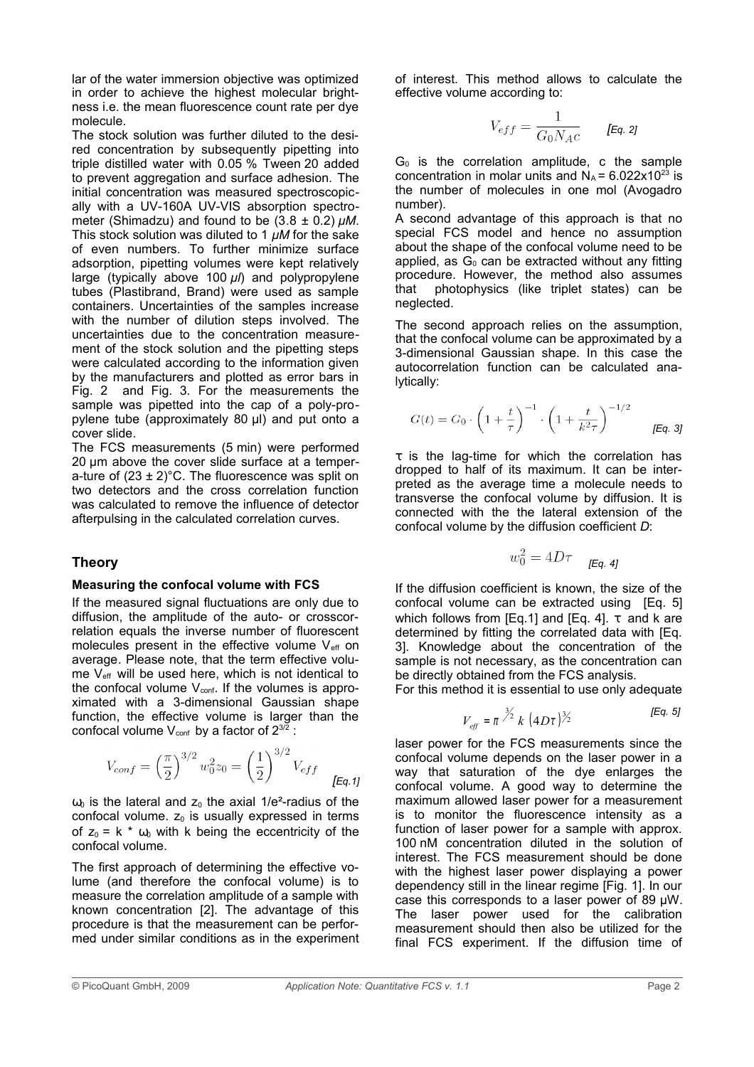lar of the water immersion objective was optimized in order to achieve the highest molecular brightness i.e. the mean fluorescence count rate per dye molecule.

The stock solution was further diluted to the desired concentration by subsequently pipetting into triple distilled water with 0.05 % Tween 20 added to prevent aggregation and surface adhesion. The initial concentration was measured spectroscopically with a UV-160A UV-VIS absorption spectrometer (Shimadzu) and found to be (3.8 ± 0.2) *µM*. This stock solution was diluted to 1 *µM* for the sake of even numbers. To further minimize surface adsorption, pipetting volumes were kept relatively large (typically above 100 *µl*) and polypropylene tubes (Plastibrand, Brand) were used as sample containers. Uncertainties of the samples increase with the number of dilution steps involved. The uncertainties due to the concentration measurement of the stock solution and the pipetting steps were calculated according to the information given by the manufacturers and plotted as error bars in Fig. 2 and Fig. 3. For the measurements the sample was pipetted into the cap of a poly-propylene tube (approximately 80 µl) and put onto a cover slide.

The FCS measurements (5 min) were performed 20 µm above the cover slide surface at a tempera-ture of (23 ± 2)°C. The fluorescence was split on two detectors and the cross correlation function was calculated to remove the influence of detector afterpulsing in the calculated correlation curves.

## Theory

### Measuring the confocal volume with FCS

If the measured signal fluctuations are only due to diffusion, the amplitude of the auto- or crosscorrelation equals the inverse number of fluorescent molecules present in the effective volume $V_{eff}$ on average. Please note, that the term effective volume $V_{eff}$ will be used here, which is not identical to the confocal volume $V_{conf}$. If the volumes is approximated with a 3-dimensional Gaussian shape function, the effective volume is larger than the confocal volume $V_{conf}$ by a factor of $2^{3/2}$ :

$$V_{conf} = \left(\frac{\pi}{2}\right)^{3/2} w_0^2 z_0 = \left(\frac{1}{2}\right)^{3/2} V_{eff} \qquad \textit{[Eq.1]}$$

$\omega_0$ is the lateral and $z_0$ the axial 1/e²-radius of the confocal volume. $z_0$ is usually expressed in terms of $z_0 = k * \omega_0$ with k being the eccentricity of the confocal volume.

The first approach of determining the effective volume (and therefore the confocal volume) is to measure the correlation amplitude of a sample with known concentration [2]. The advantage of this procedure is that the measurement can be performed under similar conditions as in the experiment of interest. This method allows to calculate the effective volume according to:

$$V_{eff} = \frac{1}{G_0 N_A c} \qquad \textit{[Eq. 2]}$$

$G_0$ is the correlation amplitude, c the sample concentration in molar units and $N_A = 6.022 \times 10^{23}$ is the number of molecules in one mol (Avogadro number).

A second advantage of this approach is that no special FCS model and hence no assumption about the shape of the confocal volume need to be applied, as $G_0$ can be extracted without any fitting procedure. However, the method also assumes that photophysics (like triplet states) can be neglected.

The second approach relies on the assumption, that the confocal volume can be approximated by a 3-dimensional Gaussian shape. In this case the autocorrelation function can be calculated analytically:

$$G(t) = G_0 \cdot \left(1 + \frac{t}{\tau}\right)^{-1} \cdot \left(1 + \frac{t}{k^2 \tau}\right)^{-1/2} \qquad \textit{[Eq. 3]}$$

τ is the lag-time for which the correlation has dropped to half of its maximum. It can be interpreted as the average time a molecule needs to transverse the confocal volume by diffusion. It is connected with the the lateral extension of the confocal volume by the diffusion coefficient *D*:

$$w_0^2 = 4D\tau \qquad \textit{[Eq. 4]}$$

If the diffusion coefficient is known, the size of the confocal volume can be extracted using [Eq. 5] which follows from [Eq.1] and [Eq. 4]. τ and k are determined by fitting the correlated data with [Eq. 3]. Knowledge about the concentration of the sample is not necessary, as the concentration can be directly obtained from the FCS analysis.

For this method it is essential to use only adequate

$$V_{eff} = \pi^{3/2}\, k\, (4D\tau)^{3/2} \qquad \textit{[Eq. 5]}$$

laser power for the FCS measurements since the confocal volume depends on the laser power in a way that saturation of the dye enlarges the confocal volume. A good way to determine the maximum allowed laser power for a measurement is to monitor the fluorescence intensity as a function of laser power for a sample with approx. 100 nM concentration diluted in the solution of interest. The FCS measurement should be done with the highest laser power displaying a power dependency still in the linear regime [Fig. 1]. In our case this corresponds to a laser power of 89 µW. The laser power used for the calibration measurement should then also be utilized for the final FCS experiment. If the diffusion time of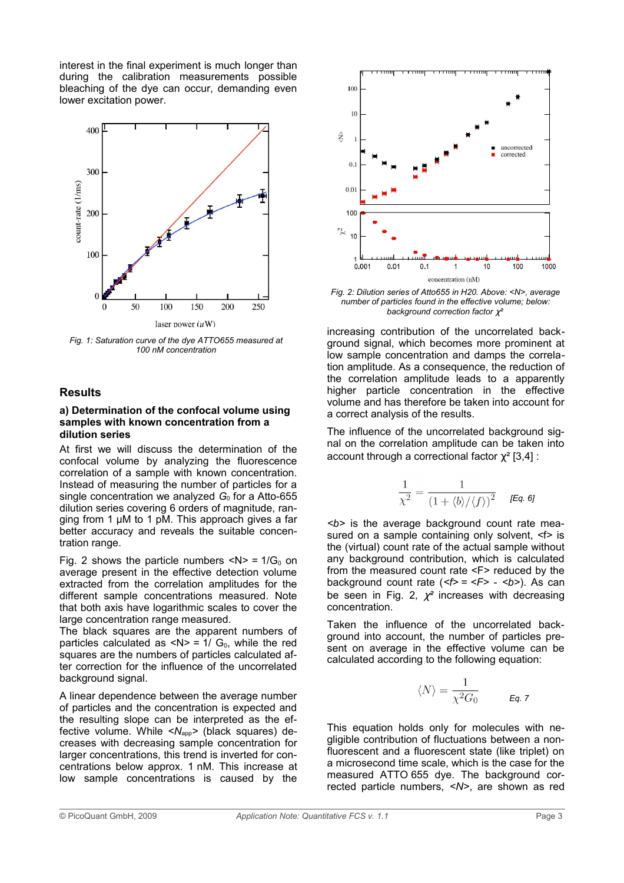interest in the final experiment is much longer than during the calibration measurements possible bleaching of the dye can occur, demanding even lower excitation power.

400
300
200
100
0
count-rate (1/ms)
0
50
100
150
200
250
laser power ($\mu$W)

*Fig. 1: Saturation curve of the dye ATTO655 measured at 100 nM concentration*

## Results

### a) Determination of the confocal volume using samples with known concentration from a dilution series

At first we will discuss the determination of the confocal volume by analyzing the fluorescence correlation of a sample with known concentration. Instead of measuring the number of particles for a single concentration we analyzed $G_0$ for a Atto-655 dilution series covering 6 orders of magnitude, ranging from 1 µM to 1 pM. This approach gives a far better accuracy and reveals the suitable concentration range.

Fig. 2 shows the particle numbers <N> = 1/$G_0$ on average present in the effective detection volume extracted from the correlation amplitudes for the different sample concentrations measured. Note that both axis have logarithmic scales to cover the large concentration range measured.
The black squares are the apparent numbers of particles calculated as <N> = 1/ $G_0$, while the red squares are the numbers of particles calculated after correction for the influence of the uncorrelated background signal.

A linear dependence between the average number of particles and the concentration is expected and the resulting slope can be interpreted as the effective volume. While <$N_{app}$> (black squares) decreases with decreasing sample concentration for larger concentrations, this trend is inverted for concentrations below approx. 1 nM. This increase at low sample concentrations is caused by the

100
10
1
0.1
0.01
<N>
uncorrected
corrected
100
10
1
$\chi^2$
0.001
0.01
0.1
1
10
100
1000
concentration (nM)

*Fig. 2: Dilution series of Atto655 in H20. Above: <N>, average number of particles found in the effective volume; below: background correction factor $\chi^2$*

increasing contribution of the uncorrelated background signal, which becomes more prominent at low sample concentration and damps the correlation amplitude. As a consequence, the reduction of the correlation amplitude leads to a apparently higher particle concentration in the effective volume and has therefore be taken into account for a correct analysis of the results.

The influence of the uncorrelated background signal on the correlation amplitude can be taken into account through a correctional factor $\chi^2$ [3,4] :

$$\frac{1}{\chi^2} = \frac{1}{(1 + \langle b \rangle / \langle f \rangle)^2} \qquad \textit{[Eq. 6]}$$

*<b>* is the average background count rate measured on a sample containing only solvent, <f> is the (virtual) count rate of the actual sample without any background contribution, which is calculated from the measured count rate <F> reduced by the background count rate (*<f>* = *<F>* - *<b>*). As can be seen in Fig. 2, $\chi^2$ increases with decreasing concentration.

Taken the influence of the uncorrelated background into account, the number of particles present on average in the effective volume can be calculated according to the following equation:

$$\langle N \rangle = \frac{1}{\chi^2 G_0} \qquad \textit{Eq. 7}$$

This equation holds only for molecules with negligible contribution of fluctuations between a non-fluorescent and a fluorescent state (like triplet) on a microsecond time scale, which is the case for the measured ATTO 655 dye. The background corrected particle numbers, *<N>*, are shown as red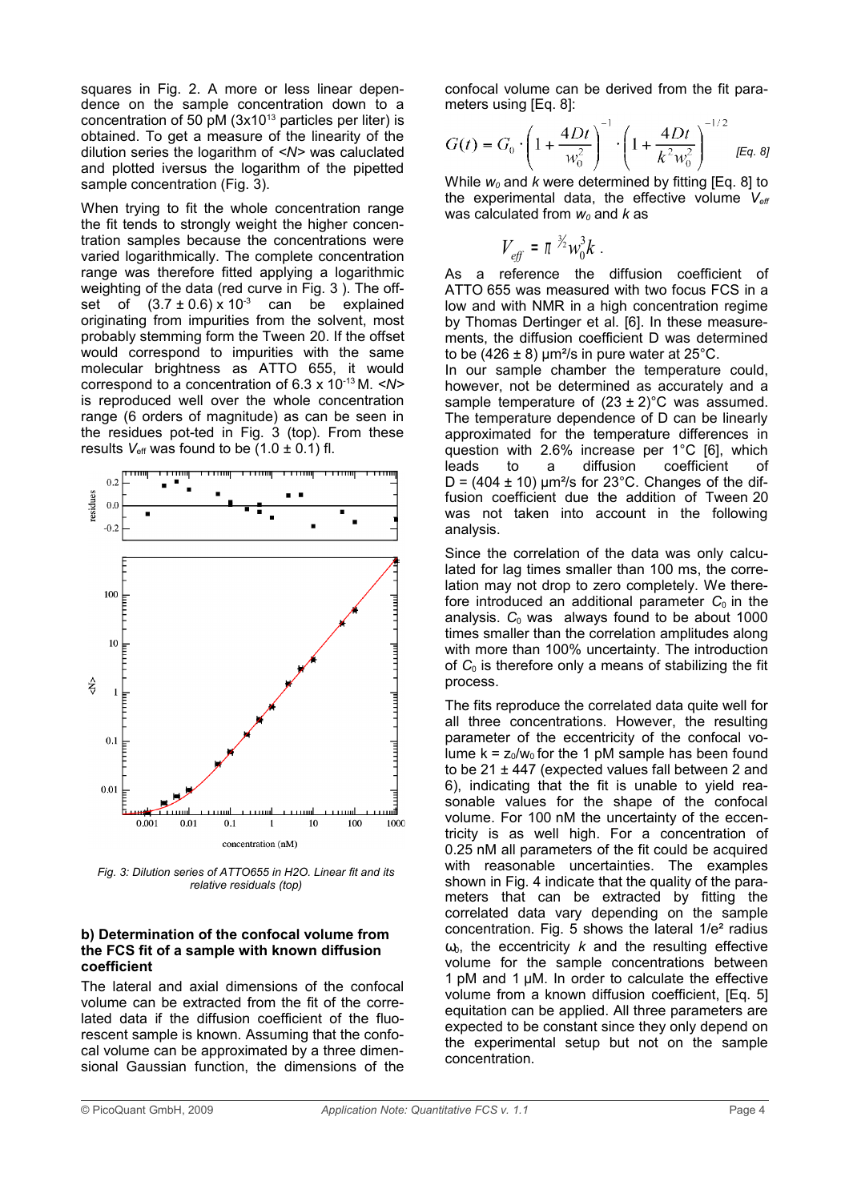squares in Fig. 2. A more or less linear dependence on the sample concentration down to a concentration of 50 pM ($3 x 10^{13}$ particles per liter) is obtained. To get a measure of the linearity of the dilution series the logarithm of *<N>* was caluclated and plotted iversus the logarithm of the pipetted sample concentration (Fig. 3).

When trying to fit the whole concentration range the fit tends to strongly weight the higher concentration samples because the concentrations were varied logarithmically. The complete concentration range was therefore fitted applying a logarithmic weighting of the data (red curve in Fig. 3 ). The offset of $(3.7 \pm 0.6) \times 10^{-3}$ can be explained originating from impurities from the solvent, most probably stemming form the Tween 20. If the offset would correspond to impurities with the same molecular brightness as ATTO 655, it would correspond to a concentration of $6.3 \times 10^{-13}$ M. *<N>* is reproduced well over the whole concentration range (6 orders of magnitude) as can be seen in the residues pot-ted in Fig. 3 (top). From these results $V_{eff}$ was found to be $(1.0 \pm 0.1)$ fl.

residues
0.2
0.0
-0.2
100
10
1
0.1
0.01
<N>
0.001
0.01
0.1
1
10
100
1000
concentration (nM)

*Fig. 3: Dilution series of ATTO655 in H2O. Linear fit and its relative residuals (top)*

**b) Determination of the confocal volume from the FCS fit of a sample with known diffusion coefficient**

The lateral and axial dimensions of the confocal volume can be extracted from the fit of the correlated data if the diffusion coefficient of the fluorescent sample is known. Assuming that the confocal volume can be approximated by a three dimensional Gaussian function, the dimensions of the confocal volume can be derived from the fit parameters using [Eq. 8]:

$$G(t) = G_0 \cdot \left(1 + \frac{4Dt}{w_0^2}\right)^{-1} \cdot \left(1 + \frac{4Dt}{k^2 w_0^2}\right)^{-1/2} \qquad \text{[Eq. 8]}$$

While $w_0$ and $k$ were determined by fitting [Eq. 8] to the experimental data, the effective volume $V_{eff}$ was calculated from $w_0$ and $k$ as

$$V_{eff} = \pi^{3/2} w_0^3 k \,.$$

As a reference the diffusion coefficient of ATTO 655 was measured with two focus FCS in a low and with NMR in a high concentration regime by Thomas Dertinger et al. [6]. In these measurements, the diffusion coefficient D was determined to be $(426 \pm 8)$ µm²/s in pure water at 25°C.
In our sample chamber the temperature could, however, not be determined as accurately and a sample temperature of $(23 \pm 2)$°C was assumed. The temperature dependence of D can be linearly approximated for the temperature differences in question with 2.6% increase per 1°C [6], which leads to a diffusion coefficient of $D = (404 \pm 10)$ µm²/s for 23°C. Changes of the diffusion coefficient due the addition of Tween 20 was not taken into account in the following analysis.

Since the correlation of the data was only calculated for lag times smaller than 100 ms, the correlation may not drop to zero completely. We therefore introduced an additional parameter $C_0$ in the analysis. $C_0$ was always found to be about 1000 times smaller than the correlation amplitudes along with more than 100% uncertainty. The introduction of $C_0$ is therefore only a means of stabilizing the fit process.

The fits reproduce the correlated data quite well for all three concentrations. However, the resulting parameter of the eccentricity of the confocal volume $k = z_0/w_0$ for the 1 pM sample has been found to be $21 \pm 447$ (expected values fall between 2 and 6), indicating that the fit is unable to yield reasonable values for the shape of the confocal volume. For 100 nM the uncertainty of the eccentricity is as well high. For a concentration of 0.25 nM all parameters of the fit could be acquired with reasonable uncertainties. The examples shown in Fig. 4 indicate that the quality of the parameters that can be extracted by fitting the correlated data vary depending on the sample concentration. Fig. 5 shows the lateral 1/e² radius $\omega_0$, the eccentricity $k$ and the resulting effective volume for the sample concentrations between 1 pM and 1 µM. In order to calculate the effective volume from a known diffusion coefficient, [Eq. 5] equitation can be applied. All three parameters are expected to be constant since they only depend on the experimental setup but not on the sample concentration.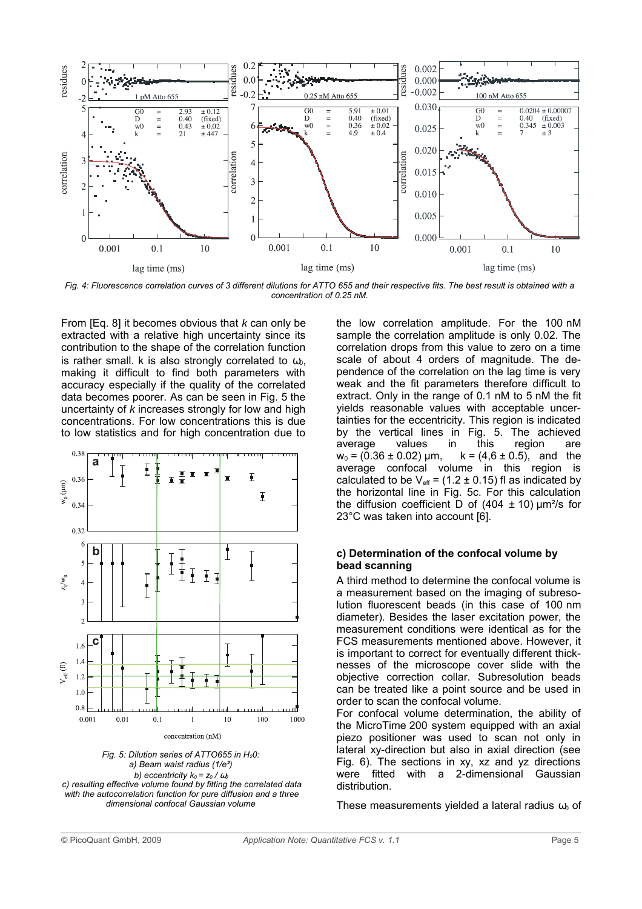residues

2
0
-2

1 pM Atto 655

correlation

5
4
3
2
1
0

G0 = 2.93 ± 0.12
D = 0.40 (fixed)
w0 = 0.43 ± 0.02
k = 21 ± 447

0.001 0.1 10

lag time (ms)

residues

0.2
0.0
-0.2

0.25 nM Atto 655

correlation

7
6
5
4
3
2
1
0

G0 = 5.91 ± 0.01
D = 0.40 (fixed)
w0 = 0.36 ± 0.02
k = 4.9 ± 0.4

0.001 0.1 10

lag time (ms)

residues

0.002
0.000
-0.002

100 nM Atto 655

correlation

0.030
0.025
0.020
0.015
0.010
0.005
0.000

G0 = 0.0204 ± 0.00007
D = 0.40 (fixed)
w0 = 0.345 ± 0.003
k = 7 ± 3

0.001 0.1 10

lag time (ms)

*Fig. 4: Fluorescence correlation curves of 3 different dilutions for ATTO 655 and their respective fits. The best result is obtained with a concentration of 0.25 nM.*

From [Eq. 8] it becomes obvious that *k* can only be extracted with a relative high uncertainty since its contribution to the shape of the correlation function is rather small. k is also strongly correlated to $\omega_0$, making it difficult to find both parameters with accuracy especially if the quality of the correlated data becomes poorer. As can be seen in Fig. 5 the uncertainty of *k* increases strongly for low and high concentrations. For low concentrations this is due to low statistics and for high concentration due to the low correlation amplitude. For the 100 nM sample the correlation amplitude is only 0.02. The correlation drops from this value to zero on a time scale of about 4 orders of magnitude. The dependence of the correlation on the lag time is very weak and the fit parameters therefore difficult to extract. Only in the range of 0.1 nM to 5 nM the fit yields reasonable values with acceptable uncertainties for the eccentricity. This region is indicated by the vertical lines in Fig. 5. The achieved average values in this region are $w_0 = (0.36 \pm 0.02)$ µm, $k = (4{,}6 \pm 0.5)$, and the average confocal volume in this region is calculated to be $V_{eff} = (1.2 \pm 0.15)$ fl as indicated by the horizontal line in Fig. 5c. For this calculation the diffusion coefficient D of $(404 \pm 10)$ µm²/s for 23°C was taken into account [6].

a

$w_0$ (µm)

0.38
0.36
0.34
0.32

b

$z_0/w_0$

6
5
4
3
2

c

$V_{eff}$ (fl)

1.6
1.4
1.2
1.0
0.8

0.001 0.01 0.1 1 10 100 1000

concentration (nM)

*Fig. 5: Dilution series of ATTO655 in $H_2O$:*
*a) Beam waist radius (1/e²)*
*b) eccentricity $k_0 = z_0 / \omega_0$*
*c) resulting effective volume found by fitting the correlated data with the autocorrelation function for pure diffusion and a three dimensional confocal Gaussian volume*

#### c) Determination of the confocal volume by bead scanning

A third method to determine the confocal volume is a measurement based on the imaging of subresolution fluorescent beads (in this case of 100 nm diameter). Besides the laser excitation power, the measurement conditions were identical as for the FCS measurements mentioned above. However, it is important to correct for eventually different thicknesses of the microscope cover slide with the objective correction collar. Subresolution beads can be treated like a point source and be used in order to scan the confocal volume.

For confocal volume determination, the ability of the MicroTime 200 system equipped with an axial piezo positioner was used to scan not only in lateral xy-direction but also in axial direction (see Fig. 6). The sections in xy, xz and yz directions were fitted with a 2-dimensional Gaussian distribution.

These measurements yielded a lateral radius $\omega_0$ of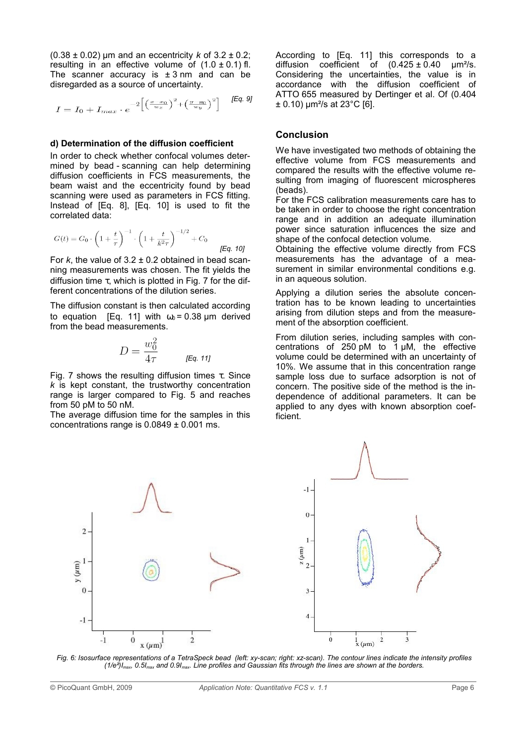(0.38 ± 0.02) µm and an eccentricity $k$ of 3.2 ± 0.2; resulting in an effective volume of (1.0 ± 0.1) fl. The scanner accuracy is ± 3 nm and can be disregarded as a source of uncertainty.

$$I = I_0 + I_{max} \cdot e^{-2\left[\left(\frac{x-x_0}{w_x}\right)^2 + \left(\frac{y-y_0}{w_y}\right)^2\right]} \quad \textit{[Eq. 9]}$$

### d) Determination of the diffusion coefficient

In order to check whether confocal volumes determined by bead - scanning can help determining diffusion coefficients in FCS measurements, the beam waist and the eccentricity found by bead scanning were used as parameters in FCS fitting. Instead of [Eq. 8], [Eq. 10] is used to fit the correlated data:

$$G(t) = G_0 \cdot \left(1 + \frac{t}{\tau}\right)^{-1} \cdot \left(1 + \frac{t}{k^2\tau}\right)^{-1/2} + C_0 \quad \textit{[Eq. 10]}$$

For $k$, the value of 3.2 ± 0.2 obtained in bead scanning measurements was chosen. The fit yields the diffusion time $\tau$, which is plotted in Fig. 7 for the different concentrations of the dilution series.

The diffusion constant is then calculated according to equation [Eq. 11] with $\omega_0 = 0.38$ µm derived from the bead measurements.

$$D = \frac{w_0^2}{4\tau} \quad \textit{[Eq. 11]}$$

Fig. 7 shows the resulting diffusion times $\tau$. Since $k$ is kept constant, the trustworthy concentration range is larger compared to Fig. 5 and reaches from 50 pM to 50 nM.
The average diffusion time for the samples in this concentrations range is 0.0849 ± 0.001 ms.

According to [Eq. 11] this corresponds to a diffusion coefficient of (0.425 ± 0.40 µm²/s. Considering the uncertainties, the value is in accordance with the diffusion coefficient of ATTO 655 measured by Dertinger et al. Of (0.404 ± 0.10) µm²/s at 23°C [6].

## Conclusion

We have investigated two methods of obtaining the effective volume from FCS measurements and compared the results with the effective volume resulting from imaging of fluorescent microspheres (beads).
For the FCS calibration measurements care has to be taken in order to choose the right concentration range and in addition an adequate illumination power since saturation influcences the size and shape of the confocal detection volume.
Obtaining the effective volume directly from FCS measurements has the advantage of a measurement in similar environmental conditions e.g. in an aqueous solution.

Applying a dilution series the absolute concentration has to be known leading to uncertainties arising from dilution steps and from the measurement of the absorption coefficient.

From dilution series, including samples with concentrations of 250 pM to 1 µM, the effective volume could be determined with an uncertainty of 10%. We assume that in this concentration range sample loss due to surface adsorption is not of concern. The positive side of the method is the independence of additional parameters. It can be applied to any dyes with known absorption coefficient.

y (µm)
2
1
0
-1
-1 0 1 2
x (µm)

-1
0
1
z (µm) 2
3
4
0 1 2 3
x (µm)

*Fig. 6: Isosurface representations of a TetraSpeck bead (left: xy-scan; right: xz-scan). The contour lines indicate the intensity profiles $(1/e^2)I_{max}$, $0.5I_{max}$ and $0.9I_{max}$. Line profiles and Gaussian fits through the lines are shown at the borders.*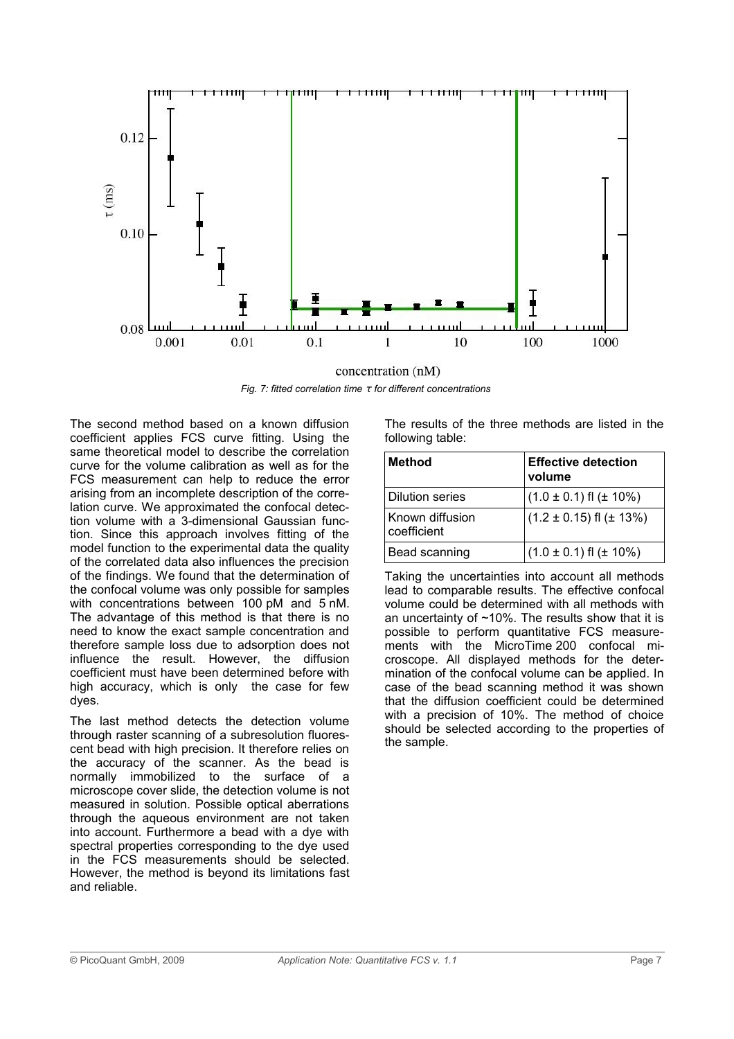τ (ms)

0.12

0.10

0.08

0.001 0.01 0.1 1 10 100 1000

concentration (nM)

*Fig. 7: fitted correlation time τ for different concentrations*

The second method based on a known diffusion coefficient applies FCS curve fitting. Using the same theoretical model to describe the correlation curve for the volume calibration as well as for the FCS measurement can help to reduce the error arising from an incomplete description of the correlation curve. We approximated the confocal detection volume with a 3-dimensional Gaussian function. Since this approach involves fitting of the model function to the experimental data the quality of the correlated data also influences the precision of the findings. We found that the determination of the confocal volume was only possible for samples with concentrations between 100 pM and 5 nM. The advantage of this method is that there is no need to know the exact sample concentration and therefore sample loss due to adsorption does not influence the result. However, the diffusion coefficient must have been determined before with high accuracy, which is only the case for few dyes.

The last method detects the detection volume through raster scanning of a subresolution fluorescent bead with high precision. It therefore relies on the accuracy of the scanner. As the bead is normally immobilized to the surface of a microscope cover slide, the detection volume is not measured in solution. Possible optical aberrations through the aqueous environment are not taken into account. Furthermore a bead with a dye with spectral properties corresponding to the dye used in the FCS measurements should be selected. However, the method is beyond its limitations fast and reliable.

The results of the three methods are listed in the following table:

| **Method** | **Effective detection volume** |
|---|---|
| Dilution series | (1.0 ± 0.1) fl (± 10%) |
| Known diffusion coefficient | (1.2 ± 0.15) fl (± 13%) |
| Bead scanning | (1.0 ± 0.1) fl (± 10%) |

Taking the uncertainties into account all methods lead to comparable results. The effective confocal volume could be determined with all methods with an uncertainty of ~10%. The results show that it is possible to perform quantitative FCS measurements with the MicroTime 200 confocal microscope. All displayed methods for the determination of the confocal volume can be applied. In case of the bead scanning method it was shown that the diffusion coefficient could be determined with a precision of 10%. The method of choice should be selected according to the properties of the sample.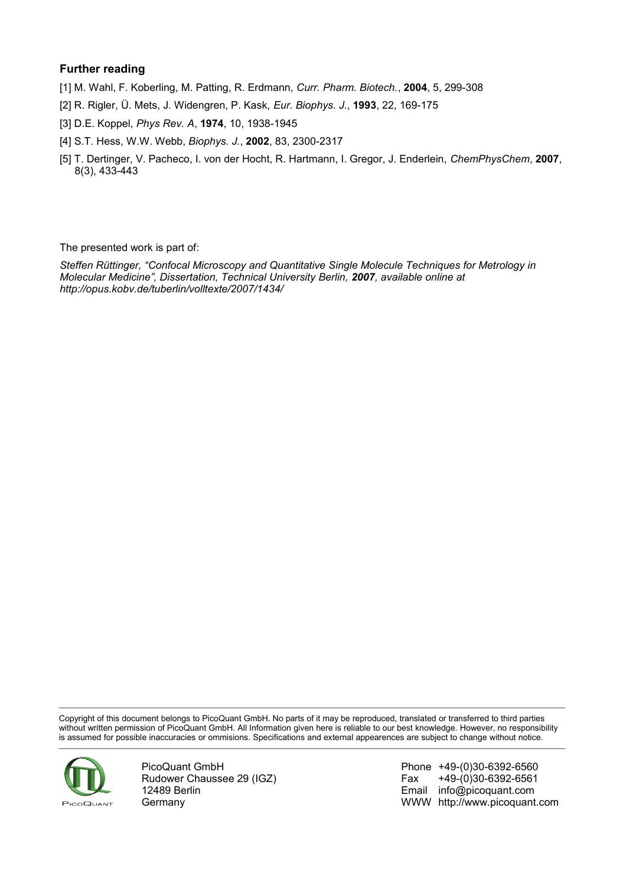### Further reading

[1] M. Wahl, F. Koberling, M. Patting, R. Erdmann, *Curr. Pharm. Biotech.*, **2004**, 5, 299-308

[2] R. Rigler, Ü. Mets, J. Widengren, P. Kask, *Eur. Biophys. J.*, **1993**, 22, 169-175

[3] D.E. Koppel, *Phys Rev. A*, **1974**, 10, 1938-1945

[4] S.T. Hess, W.W. Webb, *Biophys. J.*, **2002**, 83, 2300-2317

[5] T. Dertinger, V. Pacheco, I. von der Hocht, R. Hartmann, I. Gregor, J. Enderlein, *ChemPhysChem*, **2007**, 8(3), 433-443

The presented work is part of:

*Steffen Rüttinger, "Confocal Microscopy and Quantitative Single Molecule Techniques for Metrology in Molecular Medicine", Dissertation, Technical University Berlin, **2007**, available online at http://opus.kobv.de/tuberlin/volltexte/2007/1434/*

Copyright of this document belongs to PicoQuant GmbH. No parts of it may be reproduced, translated or transferred to third parties without written permission of PicoQuant GmbH. All Information given here is reliable to our best knowledge. However, no responsibility is assumed for possible inaccuracies or ommisions. Specifications and external appearences are subject to change without notice.

PicoQuant GmbH
Rudower Chaussee 29 (IGZ)
12489 Berlin
Germany

Phone +49-(0)30-6392-6560
Fax +49-(0)30-6392-6561
Email info@picoquant.com
WWW http://www.picoquant.com